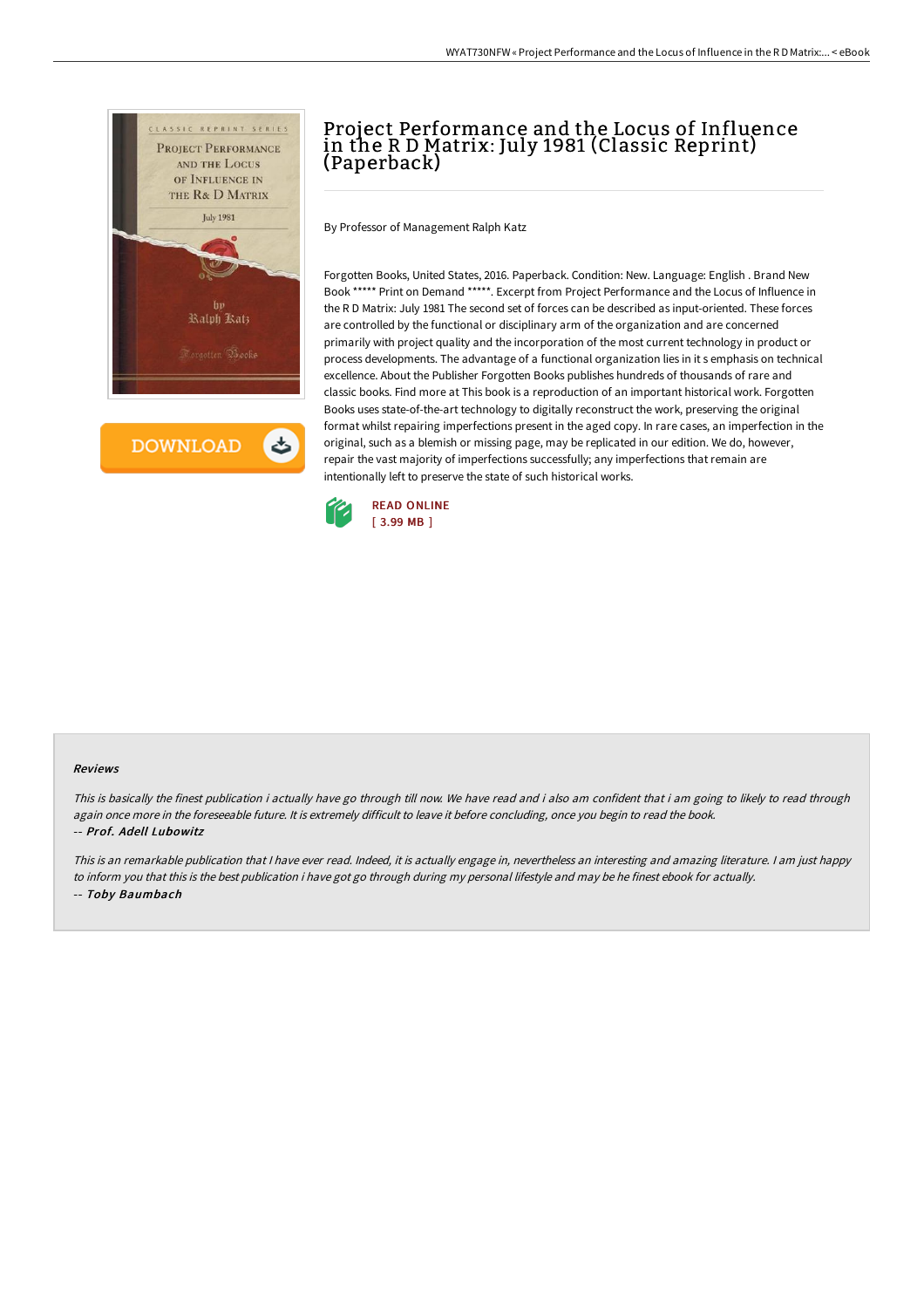# Project Performance and the Locus of Influence in the R D Matrix: July 1981 (Classic Reprint) (Paperback)

By Professor of Management Ralph Katz

Forgotten Books, United States, 2016. Paperback. Condition: New. Language: English . Brand New Book ***** Print on Demand *****. Excerpt from Project Performance and the Locus of Influence in the R D Matrix: July 1981 The second set of forces can be described as input-oriented. These forces are controlled by the functional or disciplinary arm of the organization and are concerned primarily with project quality and the incorporation of the most current technology in product or process developments. The advantage of a functional organization lies in it s emphasis on technical excellence. About the Publisher Forgotten Books publishes hundreds of thousands of rare and classic books. Find more at This book is a reproduction of an important historical work. Forgotten Books uses state-of-the-art technology to digitally reconstruct the work, preserving the original format whilst repairing imperfections present in the aged copy. In rare cases, an imperfection in the original, such as a blemish or missing page, may be replicated in our edition. We do, however, repair the vast majority of imperfections successfully; any imperfections that remain are intentionally left to preserve the state of such historical works.

READ ONLINE
[ 3.99 MB ]

#### Reviews

*This is basically the finest publication i actually have go through till now. We have read and i also am confident that i am going to likely to read through again once more in the foreseeable future. It is extremely difficult to leave it before concluding, once you begin to read the book.*
*-- Prof. Adell Lubowitz*

*This is an remarkable publication that I have ever read. Indeed, it is actually engage in, nevertheless an interesting and amazing literature. I am just happy to inform you that this is the best publication i have got go through during my personal lifestyle and may be he finest ebook for actually.*
*-- Toby Baumbach*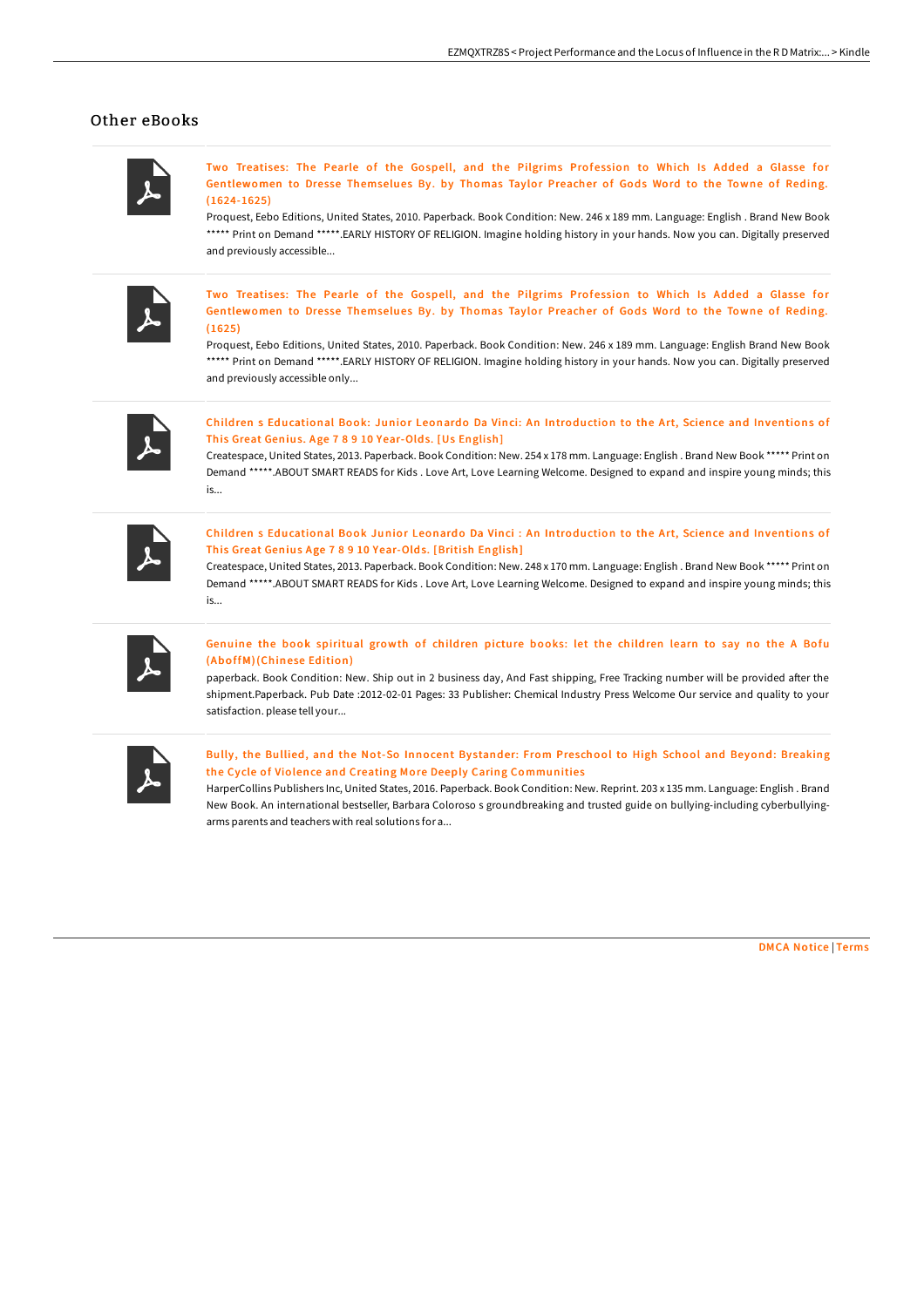## Other eBooks

**Two Treatises: The Pearle of the Gospell, and the Pilgrims Profession to Which Is Added a Glasse for Gentlewomen to Dresse Themselues By. by Thomas Taylor Preacher of Gods Word to the Towne of Reding. (1624-1625)**

Proquest, Eebo Editions, United States, 2010. Paperback. Book Condition: New. 246 x 189 mm. Language: English . Brand New Book ***** Print on Demand *****.EARLY HISTORY OF RELIGION. Imagine holding history in your hands. Now you can. Digitally preserved and previously accessible...

**Two Treatises: The Pearle of the Gospell, and the Pilgrims Profession to Which Is Added a Glasse for Gentlewomen to Dresse Themselues By. by Thomas Taylor Preacher of Gods Word to the Towne of Reding. (1625)**

Proquest, Eebo Editions, United States, 2010. Paperback. Book Condition: New. 246 x 189 mm. Language: English Brand New Book ***** Print on Demand *****.EARLY HISTORY OF RELIGION. Imagine holding history in your hands. Now you can. Digitally preserved and previously accessible only...

**Children s Educational Book: Junior Leonardo Da Vinci: An Introduction to the Art, Science and Inventions of This Great Genius. Age 7 8 9 10 Year-Olds. [Us English]**

Createspace, United States, 2013. Paperback. Book Condition: New. 254 x 178 mm. Language: English . Brand New Book ***** Print on Demand *****.ABOUT SMART READS for Kids . Love Art, Love Learning Welcome. Designed to expand and inspire young minds; this is...

**Children s Educational Book Junior Leonardo Da Vinci : An Introduction to the Art, Science and Inventions of This Great Genius Age 7 8 9 10 Year-Olds. [British English]**

Createspace, United States, 2013. Paperback. Book Condition: New. 248 x 170 mm. Language: English . Brand New Book ***** Print on Demand *****.ABOUT SMART READS for Kids . Love Art, Love Learning Welcome. Designed to expand and inspire young minds; this is...

**Genuine the book spiritual growth of children picture books: let the children learn to say no the A Bofu (AboffM)(Chinese Edition)**

paperback. Book Condition: New. Ship out in 2 business day, And Fast shipping, Free Tracking number will be provided after the shipment.Paperback. Pub Date :2012-02-01 Pages: 33 Publisher: Chemical Industry Press Welcome Our service and quality to your satisfaction. please tell your...

**Bully, the Bullied, and the Not-So Innocent Bystander: From Preschool to High School and Beyond: Breaking the Cycle of Violence and Creating More Deeply Caring Communities**

HarperCollins Publishers Inc, United States, 2016. Paperback. Book Condition: New. Reprint. 203 x 135 mm. Language: English . Brand New Book. An international bestseller, Barbara Coloroso s groundbreaking and trusted guide on bullying-including cyberbullying-arms parents and teachers with real solutions for a...

DMCA Notice | Terms